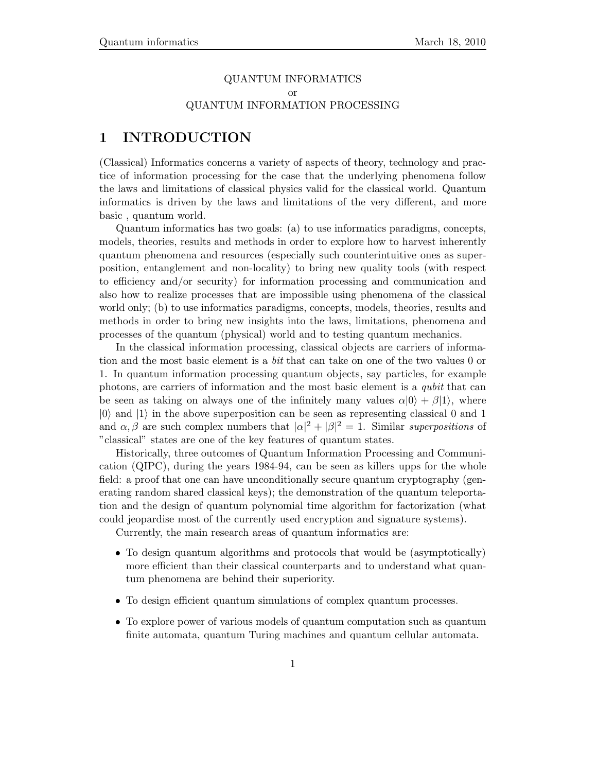QUANTUM INFORMATICS
or
QUANTUM INFORMATION PROCESSING

# 1 INTRODUCTION

(Classical) Informatics concerns a variety of aspects of theory, technology and practice of information processing for the case that the underlying phenomena follow the laws and limitations of classical physics valid for the classical world. Quantum informatics is driven by the laws and limitations of the very different, and more basic , quantum world.

Quantum informatics has two goals: (a) to use informatics paradigms, concepts, models, theories, results and methods in order to explore how to harvest inherently quantum phenomena and resources (especially such counterintuitive ones as superposition, entanglement and non-locality) to bring new quality tools (with respect to efficiency and/or security) for information processing and communication and also how to realize processes that are impossible using phenomena of the classical world only; (b) to use informatics paradigms, concepts, models, theories, results and methods in order to bring new insights into the laws, limitations, phenomena and processes of the quantum (physical) world and to testing quantum mechanics.

In the classical information processing, classical objects are carriers of information and the most basic element is a *bit* that can take on one of the two values 0 or 1. In quantum information processing quantum objects, say particles, for example photons, are carriers of information and the most basic element is a *qubit* that can be seen as taking on always one of the infinitely many values $\alpha|0\rangle + \beta|1\rangle$, where $|0\rangle$ and $|1\rangle$ in the above superposition can be seen as representing classical 0 and 1 and $\alpha, \beta$ are such complex numbers that $|\alpha|^2 + |\beta|^2 = 1$. Similar *superpositions* of "classical" states are one of the key features of quantum states.

Historically, three outcomes of Quantum Information Processing and Communication (QIPC), during the years 1984-94, can be seen as killers upps for the whole field: a proof that one can have unconditionally secure quantum cryptography (generating random shared classical keys); the demonstration of the quantum teleportation and the design of quantum polynomial time algorithm for factorization (what could jeopardise most of the currently used encryption and signature systems).

Currently, the main research areas of quantum informatics are:

- To design quantum algorithms and protocols that would be (asymptotically) more efficient than their classical counterparts and to understand what quantum phenomena are behind their superiority.
- To design efficient quantum simulations of complex quantum processes.
- To explore power of various models of quantum computation such as quantum finite automata, quantum Turing machines and quantum cellular automata.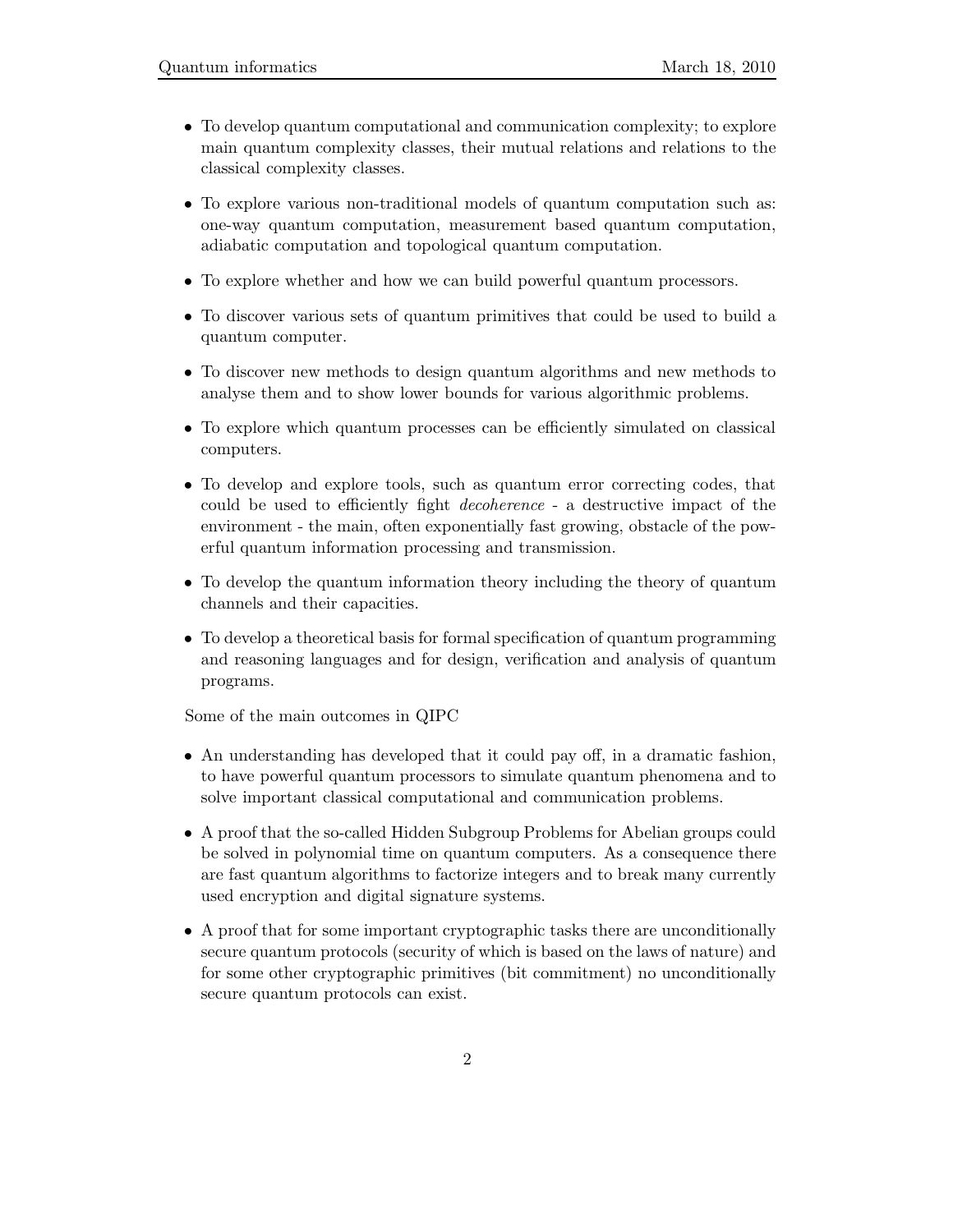- To develop quantum computational and communication complexity; to explore main quantum complexity classes, their mutual relations and relations to the classical complexity classes.
- To explore various non-traditional models of quantum computation such as: one-way quantum computation, measurement based quantum computation, adiabatic computation and topological quantum computation.
- To explore whether and how we can build powerful quantum processors.
- To discover various sets of quantum primitives that could be used to build a quantum computer.
- To discover new methods to design quantum algorithms and new methods to analyse them and to show lower bounds for various algorithmic problems.
- To explore which quantum processes can be efficiently simulated on classical computers.
- To develop and explore tools, such as quantum error correcting codes, that could be used to efficiently fight *decoherence* - a destructive impact of the environment - the main, often exponentially fast growing, obstacle of the powerful quantum information processing and transmission.
- To develop the quantum information theory including the theory of quantum channels and their capacities.
- To develop a theoretical basis for formal specification of quantum programming and reasoning languages and for design, verification and analysis of quantum programs.

Some of the main outcomes in QIPC

- An understanding has developed that it could pay off, in a dramatic fashion, to have powerful quantum processors to simulate quantum phenomena and to solve important classical computational and communication problems.
- A proof that the so-called Hidden Subgroup Problems for Abelian groups could be solved in polynomial time on quantum computers. As a consequence there are fast quantum algorithms to factorize integers and to break many currently used encryption and digital signature systems.
- A proof that for some important cryptographic tasks there are unconditionally secure quantum protocols (security of which is based on the laws of nature) and for some other cryptographic primitives (bit commitment) no unconditionally secure quantum protocols can exist.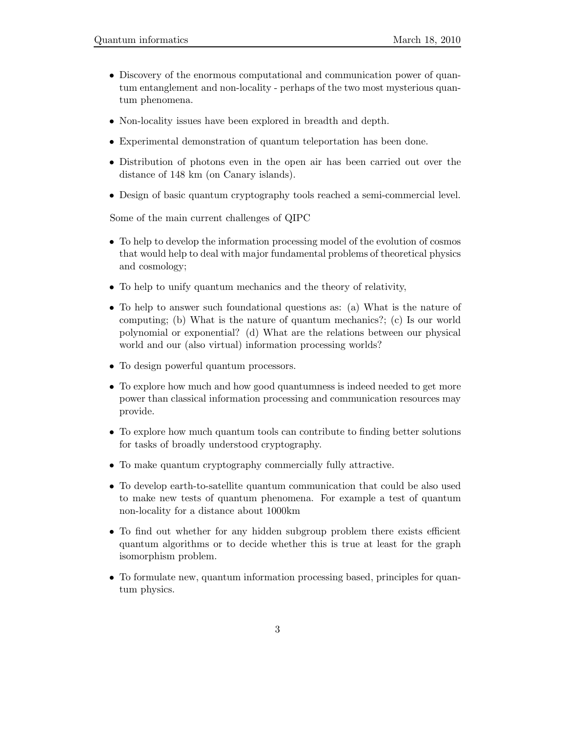- Discovery of the enormous computational and communication power of quantum entanglement and non-locality - perhaps of the two most mysterious quantum phenomena.
- Non-locality issues have been explored in breadth and depth.
- Experimental demonstration of quantum teleportation has been done.
- Distribution of photons even in the open air has been carried out over the distance of 148 km (on Canary islands).
- Design of basic quantum cryptography tools reached a semi-commercial level.

Some of the main current challenges of QIPC

- To help to develop the information processing model of the evolution of cosmos that would help to deal with major fundamental problems of theoretical physics and cosmology;
- To help to unify quantum mechanics and the theory of relativity,
- To help to answer such foundational questions as: (a) What is the nature of computing; (b) What is the nature of quantum mechanics?; (c) Is our world polynomial or exponential? (d) What are the relations between our physical world and our (also virtual) information processing worlds?
- To design powerful quantum processors.
- To explore how much and how good quantumness is indeed needed to get more power than classical information processing and communication resources may provide.
- To explore how much quantum tools can contribute to finding better solutions for tasks of broadly understood cryptography.
- To make quantum cryptography commercially fully attractive.
- To develop earth-to-satellite quantum communication that could be also used to make new tests of quantum phenomena. For example a test of quantum non-locality for a distance about 1000km
- To find out whether for any hidden subgroup problem there exists efficient quantum algorithms or to decide whether this is true at least for the graph isomorphism problem.
- To formulate new, quantum information processing based, principles for quantum physics.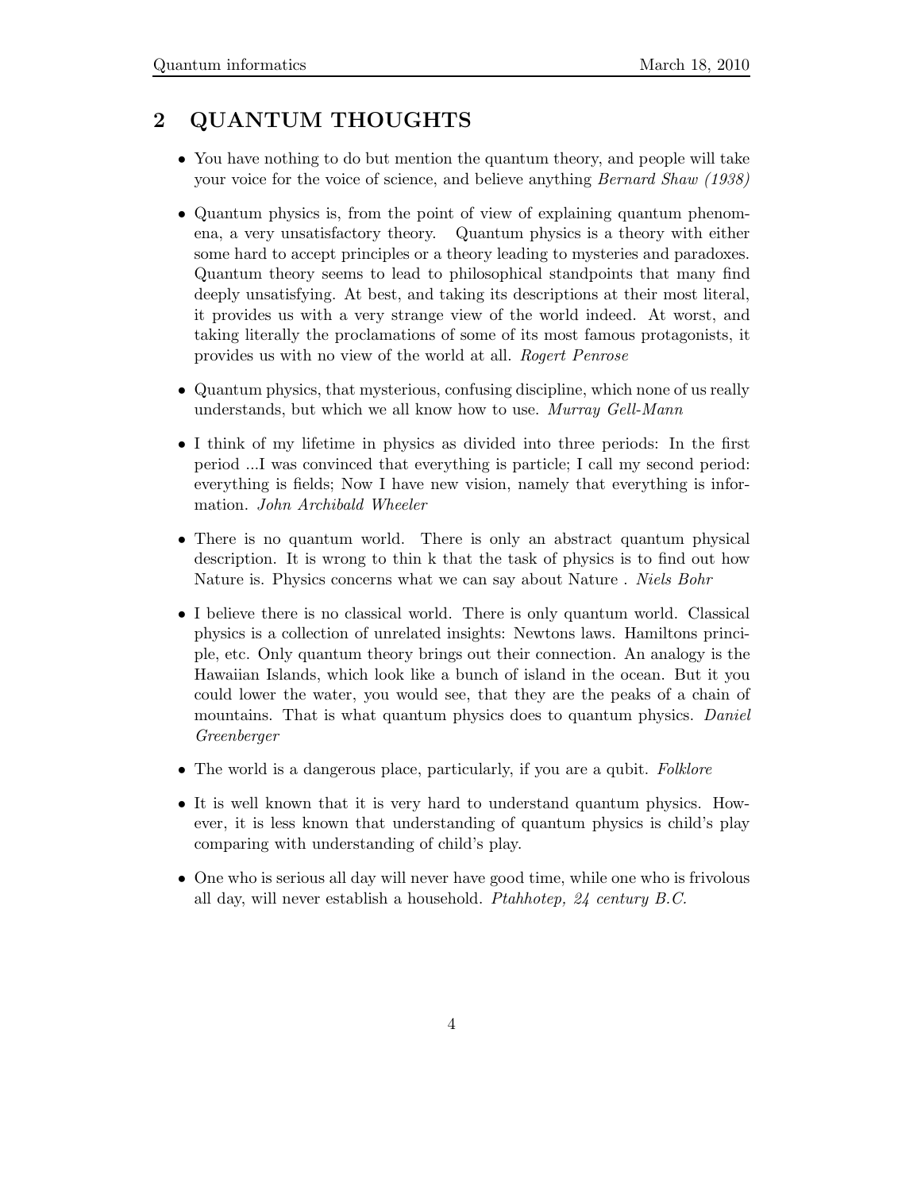## 2 QUANTUM THOUGHTS

- You have nothing to do but mention the quantum theory, and people will take your voice for the voice of science, and believe anything *Bernard Shaw (1938)*
- Quantum physics is, from the point of view of explaining quantum phenomena, a very unsatisfactory theory. Quantum physics is a theory with either some hard to accept principles or a theory leading to mysteries and paradoxes. Quantum theory seems to lead to philosophical standpoints that many find deeply unsatisfying. At best, and taking its descriptions at their most literal, it provides us with a very strange view of the world indeed. At worst, and taking literally the proclamations of some of its most famous protagonists, it provides us with no view of the world at all. *Rogert Penrose*
- Quantum physics, that mysterious, confusing discipline, which none of us really understands, but which we all know how to use. *Murray Gell-Mann*
- I think of my lifetime in physics as divided into three periods: In the first period ...I was convinced that everything is particle; I call my second period: everything is fields; Now I have new vision, namely that everything is information. *John Archibald Wheeler*
- There is no quantum world. There is only an abstract quantum physical description. It is wrong to thin k that the task of physics is to find out how Nature is. Physics concerns what we can say about Nature . *Niels Bohr*
- I believe there is no classical world. There is only quantum world. Classical physics is a collection of unrelated insights: Newtons laws. Hamiltons principle, etc. Only quantum theory brings out their connection. An analogy is the Hawaiian Islands, which look like a bunch of island in the ocean. But it you could lower the water, you would see, that they are the peaks of a chain of mountains. That is what quantum physics does to quantum physics. *Daniel Greenberger*
- The world is a dangerous place, particularly, if you are a qubit. *Folklore*
- It is well known that it is very hard to understand quantum physics. However, it is less known that understanding of quantum physics is child's play comparing with understanding of child's play.
- One who is serious all day will never have good time, while one who is frivolous all day, will never establish a household. *Ptahhotep, 24 century B.C.*